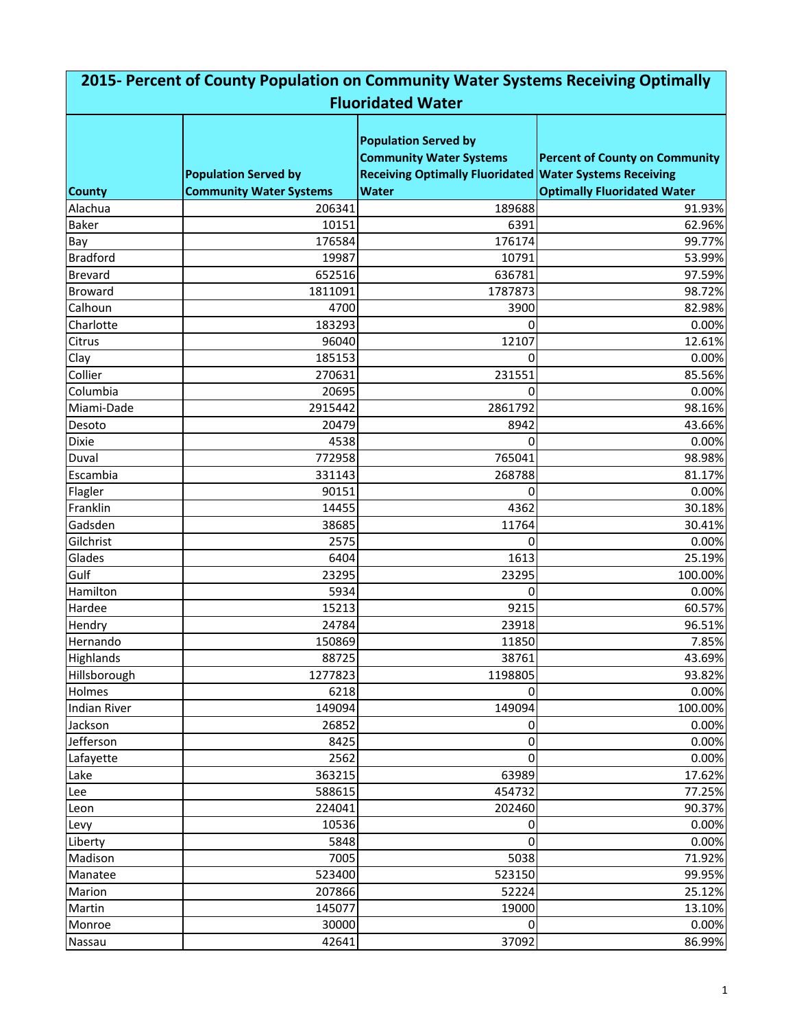| 2015- Percent of County Population on Community Water Systems Receiving Optimally Fluoridated Water | | | |
|---|---|---|---|
| County | Population Served by Community Water Systems | Population Served by Community Water Systems Receiving Optimally Fluoridated Water | Percent of County on Community Water Systems Receiving Optimally Fluoridated Water |
| Alachua | 206341 | 189688 | 91.93% |
| Baker | 10151 | 6391 | 62.96% |
| Bay | 176584 | 176174 | 99.77% |
| Bradford | 19987 | 10791 | 53.99% |
| Brevard | 652516 | 636781 | 97.59% |
| Broward | 1811091 | 1787873 | 98.72% |
| Calhoun | 4700 | 3900 | 82.98% |
| Charlotte | 183293 | 0 | 0.00% |
| Citrus | 96040 | 12107 | 12.61% |
| Clay | 185153 | 0 | 0.00% |
| Collier | 270631 | 231551 | 85.56% |
| Columbia | 20695 | 0 | 0.00% |
| Miami-Dade | 2915442 | 2861792 | 98.16% |
| Desoto | 20479 | 8942 | 43.66% |
| Dixie | 4538 | 0 | 0.00% |
| Duval | 772958 | 765041 | 98.98% |
| Escambia | 331143 | 268788 | 81.17% |
| Flagler | 90151 | 0 | 0.00% |
| Franklin | 14455 | 4362 | 30.18% |
| Gadsden | 38685 | 11764 | 30.41% |
| Gilchrist | 2575 | 0 | 0.00% |
| Glades | 6404 | 1613 | 25.19% |
| Gulf | 23295 | 23295 | 100.00% |
| Hamilton | 5934 | 0 | 0.00% |
| Hardee | 15213 | 9215 | 60.57% |
| Hendry | 24784 | 23918 | 96.51% |
| Hernando | 150869 | 11850 | 7.85% |
| Highlands | 88725 | 38761 | 43.69% |
| Hillsborough | 1277823 | 1198805 | 93.82% |
| Holmes | 6218 | 0 | 0.00% |
| Indian River | 149094 | 149094 | 100.00% |
| Jackson | 26852 | 0 | 0.00% |
| Jefferson | 8425 | 0 | 0.00% |
| Lafayette | 2562 | 0 | 0.00% |
| Lake | 363215 | 63989 | 17.62% |
| Lee | 588615 | 454732 | 77.25% |
| Leon | 224041 | 202460 | 90.37% |
| Levy | 10536 | 0 | 0.00% |
| Liberty | 5848 | 0 | 0.00% |
| Madison | 7005 | 5038 | 71.92% |
| Manatee | 523400 | 523150 | 99.95% |
| Marion | 207866 | 52224 | 25.12% |
| Martin | 145077 | 19000 | 13.10% |
| Monroe | 30000 | 0 | 0.00% |
| Nassau | 42641 | 37092 | 86.99% |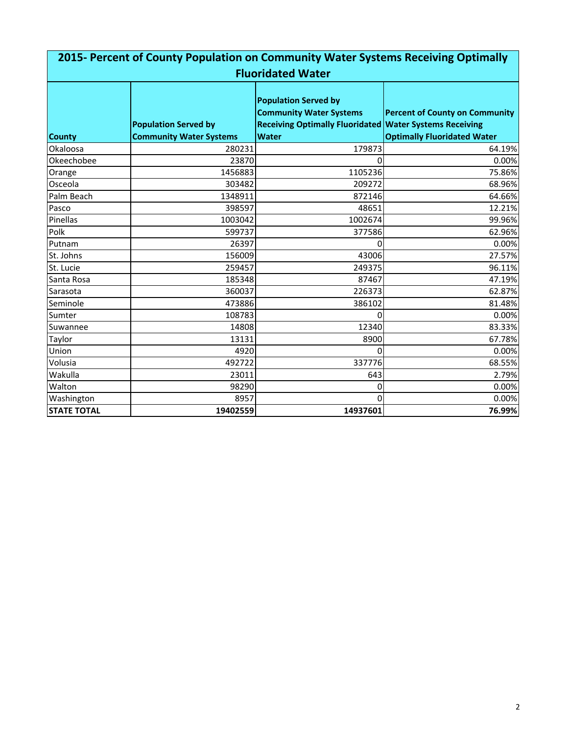# 2015- Percent of County Population on Community Water Systems Receiving Optimally Fluoridated Water

| County | Population Served by Community Water Systems | Population Served by Community Water Systems Receiving Optimally Fluoridated Water | Percent of County on Community Water Systems Receiving Optimally Fluoridated Water |
|---|---|---|---|
| Okaloosa | 280231 | 179873 | 64.19% |
| Okeechobee | 23870 | 0 | 0.00% |
| Orange | 1456883 | 1105236 | 75.86% |
| Osceola | 303482 | 209272 | 68.96% |
| Palm Beach | 1348911 | 872146 | 64.66% |
| Pasco | 398597 | 48651 | 12.21% |
| Pinellas | 1003042 | 1002674 | 99.96% |
| Polk | 599737 | 377586 | 62.96% |
| Putnam | 26397 | 0 | 0.00% |
| St. Johns | 156009 | 43006 | 27.57% |
| St. Lucie | 259457 | 249375 | 96.11% |
| Santa Rosa | 185348 | 87467 | 47.19% |
| Sarasota | 360037 | 226373 | 62.87% |
| Seminole | 473886 | 386102 | 81.48% |
| Sumter | 108783 | 0 | 0.00% |
| Suwannee | 14808 | 12340 | 83.33% |
| Taylor | 13131 | 8900 | 67.78% |
| Union | 4920 | 0 | 0.00% |
| Volusia | 492722 | 337776 | 68.55% |
| Wakulla | 23011 | 643 | 2.79% |
| Walton | 98290 | 0 | 0.00% |
| Washington | 8957 | 0 | 0.00% |
| **STATE TOTAL** | **19402559** | **14937601** | **76.99%** |